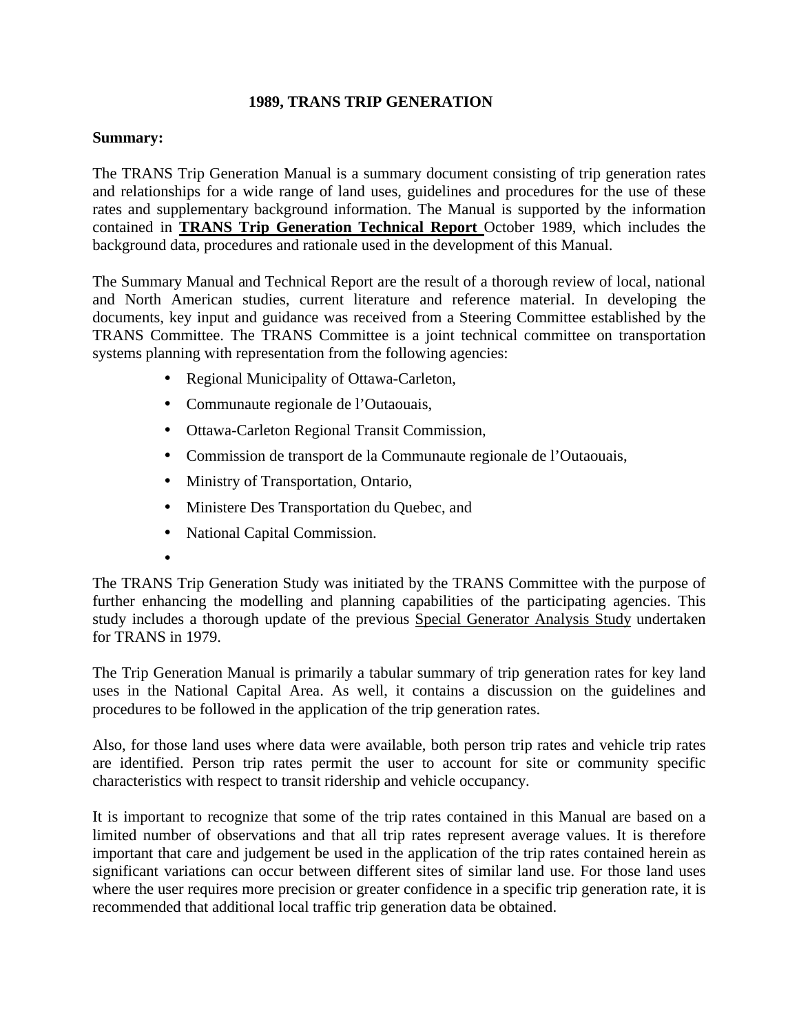# 1989, TRANS TRIP GENERATION

**Summary:**

The TRANS Trip Generation Manual is a summary document consisting of trip generation rates and relationships for a wide range of land uses, guidelines and procedures for the use of these rates and supplementary background information. The Manual is supported by the information contained in **TRANS Trip Generation Technical Report** October 1989, which includes the background data, procedures and rationale used in the development of this Manual.

The Summary Manual and Technical Report are the result of a thorough review of local, national and North American studies, current literature and reference material. In developing the documents, key input and guidance was received from a Steering Committee established by the TRANS Committee. The TRANS Committee is a joint technical committee on transportation systems planning with representation from the following agencies:

- Regional Municipality of Ottawa-Carleton,
- Communaute regionale de l'Outaouais,
- Ottawa-Carleton Regional Transit Commission,
- Commission de transport de la Communaute regionale de l'Outaouais,
- Ministry of Transportation, Ontario,
- Ministere Des Transportation du Quebec, and
- National Capital Commission.

The TRANS Trip Generation Study was initiated by the TRANS Committee with the purpose of further enhancing the modelling and planning capabilities of the participating agencies. This study includes a thorough update of the previous Special Generator Analysis Study undertaken for TRANS in 1979.

The Trip Generation Manual is primarily a tabular summary of trip generation rates for key land uses in the National Capital Area. As well, it contains a discussion on the guidelines and procedures to be followed in the application of the trip generation rates.

Also, for those land uses where data were available, both person trip rates and vehicle trip rates are identified. Person trip rates permit the user to account for site or community specific characteristics with respect to transit ridership and vehicle occupancy.

It is important to recognize that some of the trip rates contained in this Manual are based on a limited number of observations and that all trip rates represent average values. It is therefore important that care and judgement be used in the application of the trip rates contained herein as significant variations can occur between different sites of similar land use. For those land uses where the user requires more precision or greater confidence in a specific trip generation rate, it is recommended that additional local traffic trip generation data be obtained.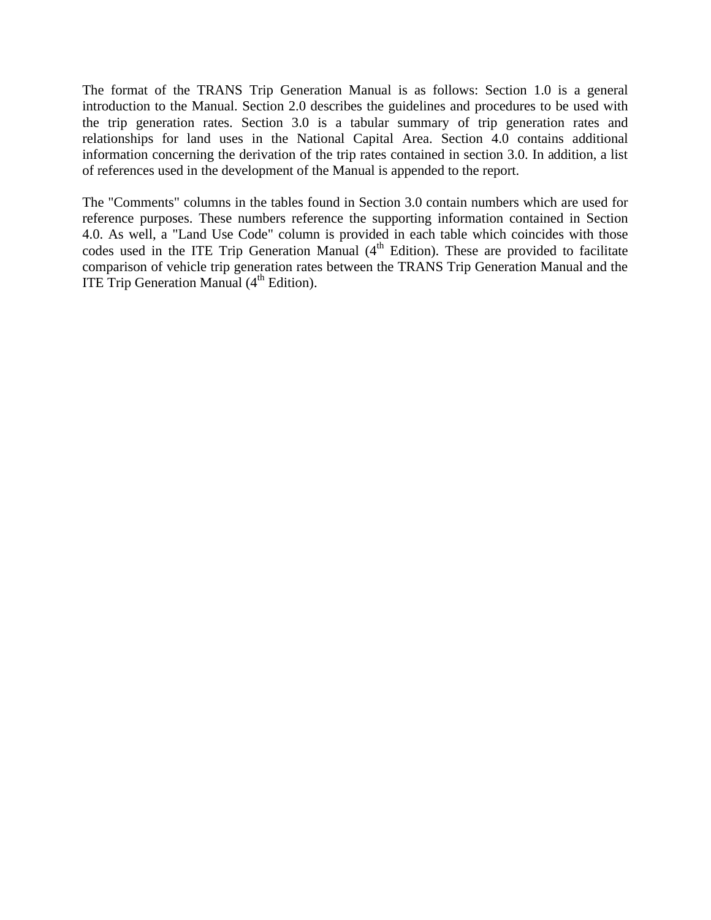The format of the TRANS Trip Generation Manual is as follows: Section 1.0 is a general introduction to the Manual. Section 2.0 describes the guidelines and procedures to be used with the trip generation rates. Section 3.0 is a tabular summary of trip generation rates and relationships for land uses in the National Capital Area. Section 4.0 contains additional information concerning the derivation of the trip rates contained in section 3.0. In addition, a list of references used in the development of the Manual is appended to the report.

The "Comments" columns in the tables found in Section 3.0 contain numbers which are used for reference purposes. These numbers reference the supporting information contained in Section 4.0. As well, a "Land Use Code" column is provided in each table which coincides with those codes used in the ITE Trip Generation Manual (4$^{th}$ Edition). These are provided to facilitate comparison of vehicle trip generation rates between the TRANS Trip Generation Manual and the ITE Trip Generation Manual (4$^{th}$ Edition).